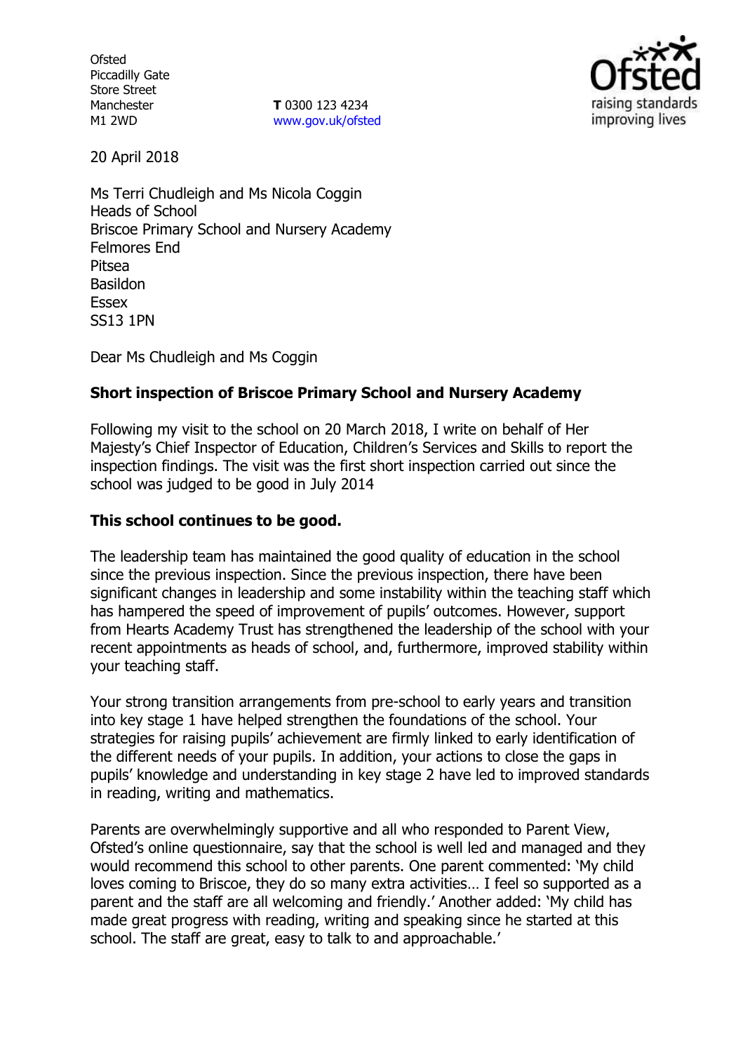Ofsted
Piccadilly Gate
Store Street
Manchester
M1 2WD

**T** 0300 123 4234
www.gov.uk/ofsted

20 April 2018

Ms Terri Chudleigh and Ms Nicola Coggin
Heads of School
Briscoe Primary School and Nursery Academy
Felmores End
Pitsea
Basildon
Essex
SS13 1PN

Dear Ms Chudleigh and Ms Coggin

**Short inspection of Briscoe Primary School and Nursery Academy**

Following my visit to the school on 20 March 2018, I write on behalf of Her Majesty's Chief Inspector of Education, Children's Services and Skills to report the inspection findings. The visit was the first short inspection carried out since the school was judged to be good in July 2014

**This school continues to be good.**

The leadership team has maintained the good quality of education in the school since the previous inspection. Since the previous inspection, there have been significant changes in leadership and some instability within the teaching staff which has hampered the speed of improvement of pupils' outcomes. However, support from Hearts Academy Trust has strengthened the leadership of the school with your recent appointments as heads of school, and, furthermore, improved stability within your teaching staff.

Your strong transition arrangements from pre-school to early years and transition into key stage 1 have helped strengthen the foundations of the school. Your strategies for raising pupils' achievement are firmly linked to early identification of the different needs of your pupils. In addition, your actions to close the gaps in pupils' knowledge and understanding in key stage 2 have led to improved standards in reading, writing and mathematics.

Parents are overwhelmingly supportive and all who responded to Parent View, Ofsted's online questionnaire, say that the school is well led and managed and they would recommend this school to other parents. One parent commented: 'My child loves coming to Briscoe, they do so many extra activities… I feel so supported as a parent and the staff are all welcoming and friendly.' Another added: 'My child has made great progress with reading, writing and speaking since he started at this school. The staff are great, easy to talk to and approachable.'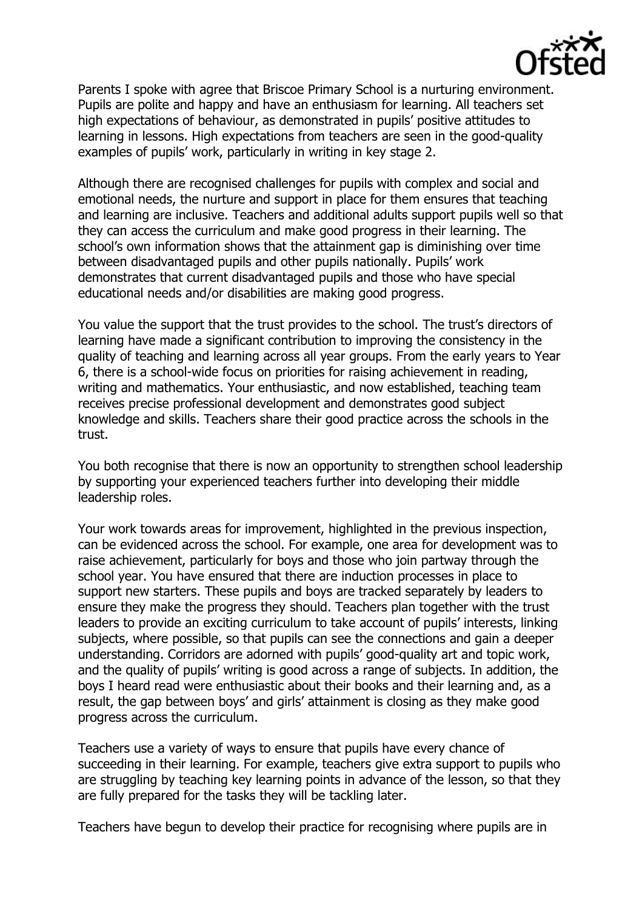Parents I spoke with agree that Briscoe Primary School is a nurturing environment. Pupils are polite and happy and have an enthusiasm for learning. All teachers set high expectations of behaviour, as demonstrated in pupils' positive attitudes to learning in lessons. High expectations from teachers are seen in the good-quality examples of pupils' work, particularly in writing in key stage 2.

Although there are recognised challenges for pupils with complex and social and emotional needs, the nurture and support in place for them ensures that teaching and learning are inclusive. Teachers and additional adults support pupils well so that they can access the curriculum and make good progress in their learning. The school's own information shows that the attainment gap is diminishing over time between disadvantaged pupils and other pupils nationally. Pupils' work demonstrates that current disadvantaged pupils and those who have special educational needs and/or disabilities are making good progress.

You value the support that the trust provides to the school. The trust's directors of learning have made a significant contribution to improving the consistency in the quality of teaching and learning across all year groups. From the early years to Year 6, there is a school-wide focus on priorities for raising achievement in reading, writing and mathematics. Your enthusiastic, and now established, teaching team receives precise professional development and demonstrates good subject knowledge and skills. Teachers share their good practice across the schools in the trust.

You both recognise that there is now an opportunity to strengthen school leadership by supporting your experienced teachers further into developing their middle leadership roles.

Your work towards areas for improvement, highlighted in the previous inspection, can be evidenced across the school. For example, one area for development was to raise achievement, particularly for boys and those who join partway through the school year. You have ensured that there are induction processes in place to support new starters. These pupils and boys are tracked separately by leaders to ensure they make the progress they should. Teachers plan together with the trust leaders to provide an exciting curriculum to take account of pupils' interests, linking subjects, where possible, so that pupils can see the connections and gain a deeper understanding. Corridors are adorned with pupils' good-quality art and topic work, and the quality of pupils' writing is good across a range of subjects. In addition, the boys I heard read were enthusiastic about their books and their learning and, as a result, the gap between boys' and girls' attainment is closing as they make good progress across the curriculum.

Teachers use a variety of ways to ensure that pupils have every chance of succeeding in their learning. For example, teachers give extra support to pupils who are struggling by teaching key learning points in advance of the lesson, so that they are fully prepared for the tasks they will be tackling later.

Teachers have begun to develop their practice for recognising where pupils are in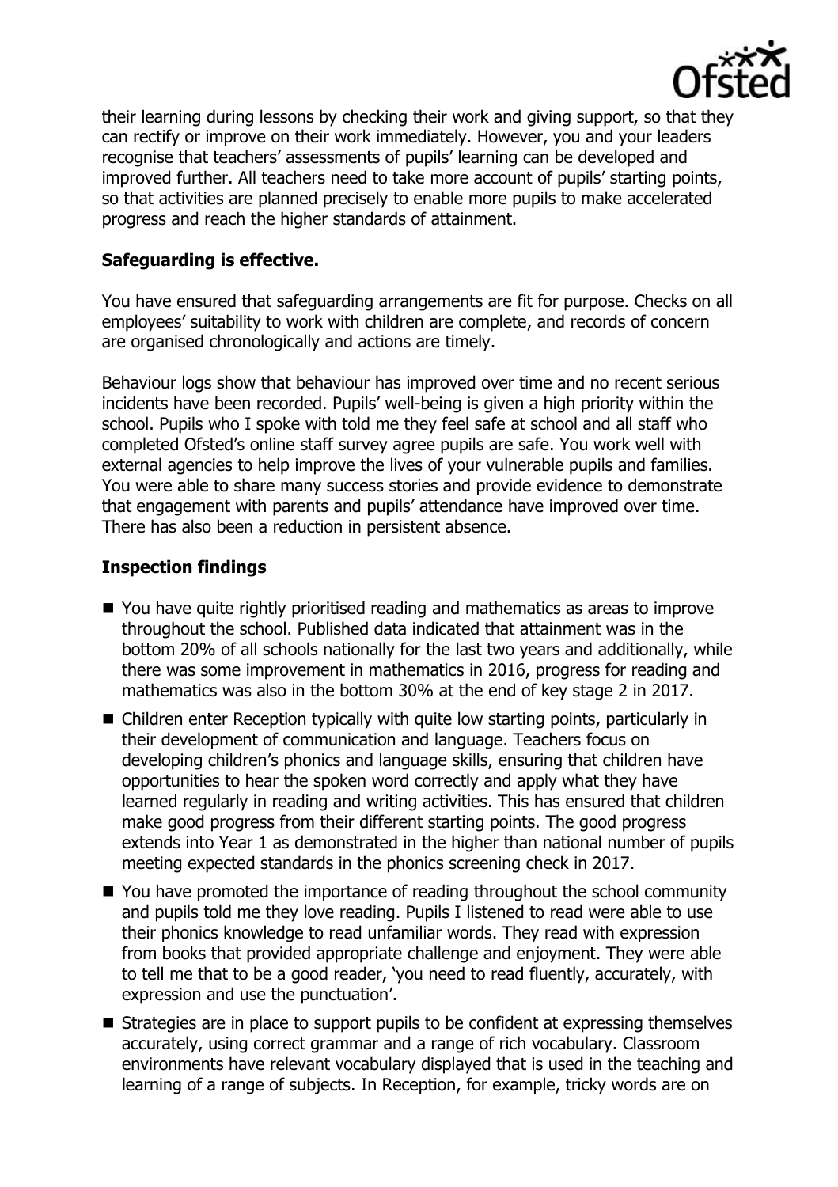their learning during lessons by checking their work and giving support, so that they can rectify or improve on their work immediately. However, you and your leaders recognise that teachers' assessments of pupils' learning can be developed and improved further. All teachers need to take more account of pupils' starting points, so that activities are planned precisely to enable more pupils to make accelerated progress and reach the higher standards of attainment.

**Safeguarding is effective.**

You have ensured that safeguarding arrangements are fit for purpose. Checks on all employees' suitability to work with children are complete, and records of concern are organised chronologically and actions are timely.

Behaviour logs show that behaviour has improved over time and no recent serious incidents have been recorded. Pupils' well-being is given a high priority within the school. Pupils who I spoke with told me they feel safe at school and all staff who completed Ofsted's online staff survey agree pupils are safe. You work well with external agencies to help improve the lives of your vulnerable pupils and families. You were able to share many success stories and provide evidence to demonstrate that engagement with parents and pupils' attendance have improved over time. There has also been a reduction in persistent absence.

**Inspection findings**

- You have quite rightly prioritised reading and mathematics as areas to improve throughout the school. Published data indicated that attainment was in the bottom 20% of all schools nationally for the last two years and additionally, while there was some improvement in mathematics in 2016, progress for reading and mathematics was also in the bottom 30% at the end of key stage 2 in 2017.
- Children enter Reception typically with quite low starting points, particularly in their development of communication and language. Teachers focus on developing children's phonics and language skills, ensuring that children have opportunities to hear the spoken word correctly and apply what they have learned regularly in reading and writing activities. This has ensured that children make good progress from their different starting points. The good progress extends into Year 1 as demonstrated in the higher than national number of pupils meeting expected standards in the phonics screening check in 2017.
- You have promoted the importance of reading throughout the school community and pupils told me they love reading. Pupils I listened to read were able to use their phonics knowledge to read unfamiliar words. They read with expression from books that provided appropriate challenge and enjoyment. They were able to tell me that to be a good reader, 'you need to read fluently, accurately, with expression and use the punctuation'.
- Strategies are in place to support pupils to be confident at expressing themselves accurately, using correct grammar and a range of rich vocabulary. Classroom environments have relevant vocabulary displayed that is used in the teaching and learning of a range of subjects. In Reception, for example, tricky words are on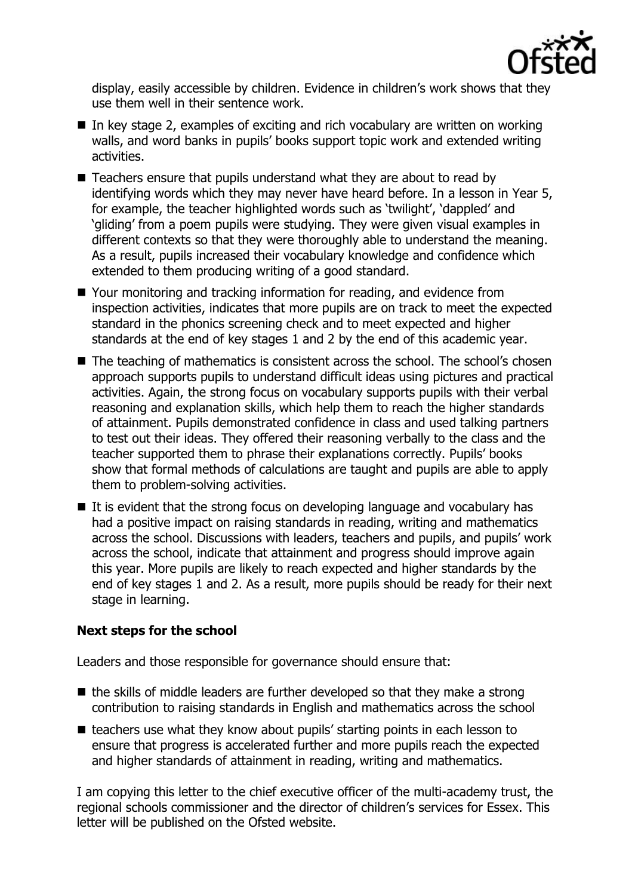display, easily accessible by children. Evidence in children's work shows that they use them well in their sentence work.

- In key stage 2, examples of exciting and rich vocabulary are written on working walls, and word banks in pupils' books support topic work and extended writing activities.
- Teachers ensure that pupils understand what they are about to read by identifying words which they may never have heard before. In a lesson in Year 5, for example, the teacher highlighted words such as 'twilight', 'dappled' and 'gliding' from a poem pupils were studying. They were given visual examples in different contexts so that they were thoroughly able to understand the meaning. As a result, pupils increased their vocabulary knowledge and confidence which extended to them producing writing of a good standard.
- Your monitoring and tracking information for reading, and evidence from inspection activities, indicates that more pupils are on track to meet the expected standard in the phonics screening check and to meet expected and higher standards at the end of key stages 1 and 2 by the end of this academic year.
- The teaching of mathematics is consistent across the school. The school's chosen approach supports pupils to understand difficult ideas using pictures and practical activities. Again, the strong focus on vocabulary supports pupils with their verbal reasoning and explanation skills, which help them to reach the higher standards of attainment. Pupils demonstrated confidence in class and used talking partners to test out their ideas. They offered their reasoning verbally to the class and the teacher supported them to phrase their explanations correctly. Pupils' books show that formal methods of calculations are taught and pupils are able to apply them to problem-solving activities.
- It is evident that the strong focus on developing language and vocabulary has had a positive impact on raising standards in reading, writing and mathematics across the school. Discussions with leaders, teachers and pupils, and pupils' work across the school, indicate that attainment and progress should improve again this year. More pupils are likely to reach expected and higher standards by the end of key stages 1 and 2. As a result, more pupils should be ready for their next stage in learning.

**Next steps for the school**

Leaders and those responsible for governance should ensure that:

- the skills of middle leaders are further developed so that they make a strong contribution to raising standards in English and mathematics across the school
- teachers use what they know about pupils' starting points in each lesson to ensure that progress is accelerated further and more pupils reach the expected and higher standards of attainment in reading, writing and mathematics.

I am copying this letter to the chief executive officer of the multi-academy trust, the regional schools commissioner and the director of children's services for Essex. This letter will be published on the Ofsted website.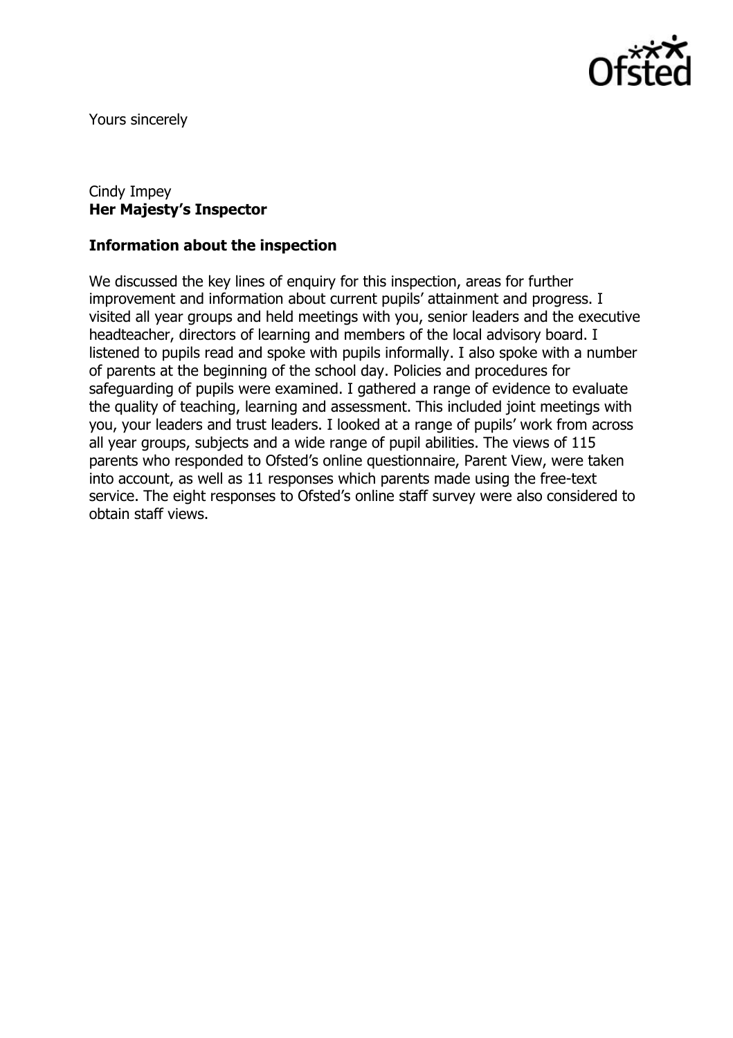Yours sincerely

Cindy Impey
**Her Majesty's Inspector**

**Information about the inspection**

We discussed the key lines of enquiry for this inspection, areas for further improvement and information about current pupils' attainment and progress. I visited all year groups and held meetings with you, senior leaders and the executive headteacher, directors of learning and members of the local advisory board. I listened to pupils read and spoke with pupils informally. I also spoke with a number of parents at the beginning of the school day. Policies and procedures for safeguarding of pupils were examined. I gathered a range of evidence to evaluate the quality of teaching, learning and assessment. This included joint meetings with you, your leaders and trust leaders. I looked at a range of pupils' work from across all year groups, subjects and a wide range of pupil abilities. The views of 115 parents who responded to Ofsted's online questionnaire, Parent View, were taken into account, as well as 11 responses which parents made using the free-text service. The eight responses to Ofsted's online staff survey were also considered to obtain staff views.